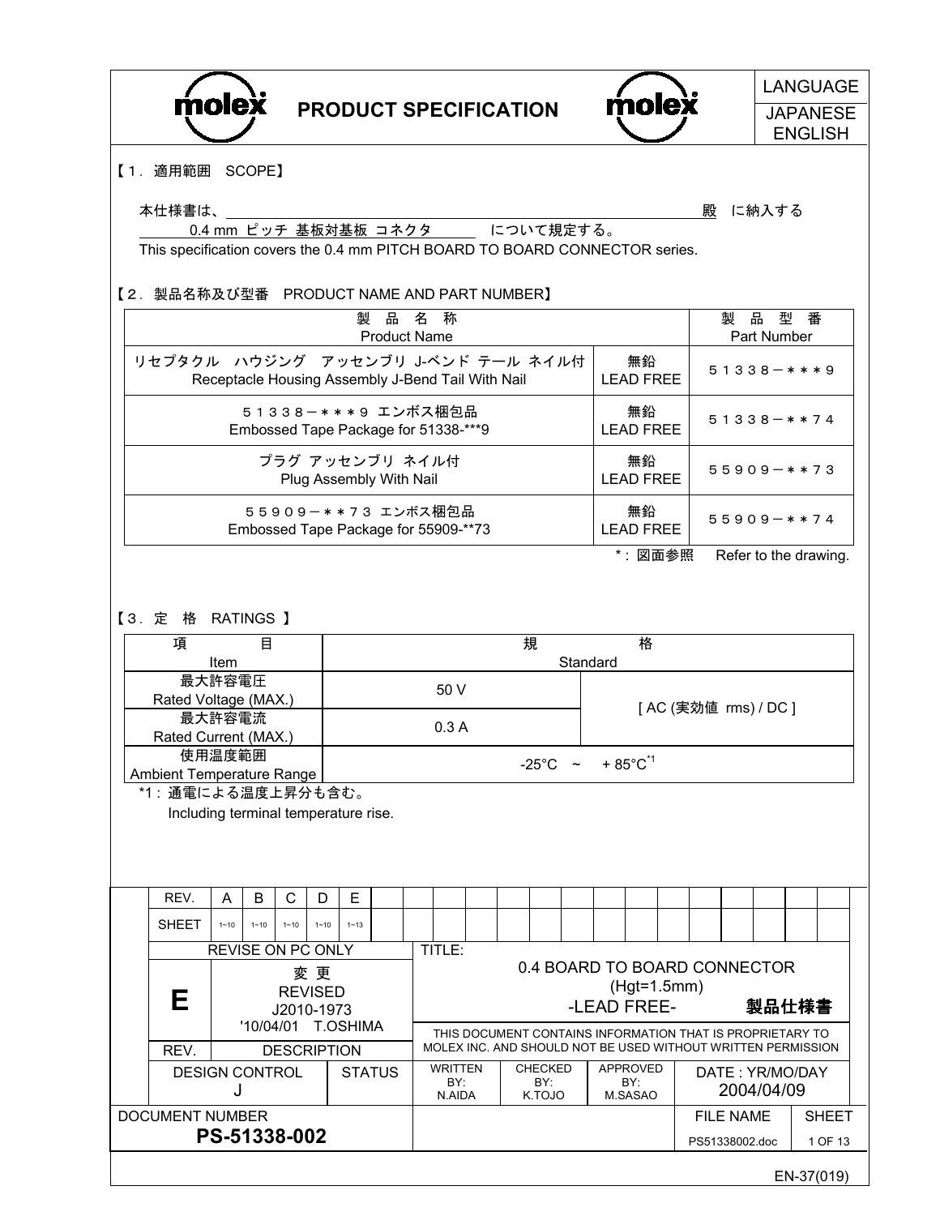# PRODUCT SPECIFICATION

LANGUAGE: JAPANESE / ENGLISH

## 【1．適用範囲　SCOPE】

本仕様書は、＿＿＿＿＿＿＿＿＿＿＿＿＿＿＿＿＿＿＿＿＿＿＿＿＿＿＿＿＿＿殿　に納入する
0.4 mm ピッチ 基板対基板 コネクタ　　について規定する。
This specification covers the 0.4 mm PITCH BOARD TO BOARD CONNECTOR series.

## 【2．製品名称及び型番　PRODUCT NAME AND PART NUMBER】

| 製品名称 Product Name | | 製品型番 Part Number |
|---|---|---|
| リセプタクル ハウジング アッセンブリ J-ベンド テール ネイル付 Receptacle Housing Assembly J-Bend Tail With Nail | 無鉛 LEAD FREE | ５１３３８－＊＊＊９ |
| ５１３３８－＊＊＊９ エンボス梱包品 Embossed Tape Package for 51338-***9 | 無鉛 LEAD FREE | ５１３３８－＊＊７４ |
| プラグ アッセンブリ ネイル付 Plug Assembly With Nail | 無鉛 LEAD FREE | ５５９０９－＊＊７３ |
| ５５９０９－＊＊７３ エンボス梱包品 Embossed Tape Package for 55909-**73 | 無鉛 LEAD FREE | ５５９０９－＊＊７４ |

*：図面参照　Refer to the drawing.

## 【3．定　格　RATINGS 】

| 項目 Item | 規格 Standard | |
|---|---|---|
| 最大許容電圧 Rated Voltage (MAX.) | 50 V | [ AC (実効値 rms) / DC ] |
| 最大許容電流 Rated Current (MAX.) | 0.3 A | |
| 使用温度範囲 Ambient Temperature Range | -25°C ～ + 85°C[*1] | |

*1：通電による温度上昇分も含む。
Including terminal temperature rise.

| REV. | A | B | C | D | E |
|---|---|---|---|---|---|
| SHEET | 1~10 | 1~10 | 1~10 | 1~10 | 1~13 |

REVISE ON PC ONLY

| REV. | DESCRIPTION |
|---|---|
| E | 変 更 REVISED J2010-1973 '10/04/01 T.OSHIMA |

TITLE: 0.4 BOARD TO BOARD CONNECTOR (Hgt=1.5mm) -LEAD FREE- 製品仕様書

THIS DOCUMENT CONTAINS INFORMATION THAT IS PROPRIETARY TO MOLEX INC. AND SHOULD NOT BE USED WITHOUT WRITTEN PERMISSION

| DESIGN CONTROL | STATUS | WRITTEN BY: | CHECKED BY: | APPROVED BY: | DATE : YR/MO/DAY |
|---|---|---|---|---|---|
| J | | N.AIDA | K.TOJO | M.SASAO | 2004/04/09 |

DOCUMENT NUMBER: **PS-51338-002**　FILE NAME: PS51338002.doc

EN-37(019)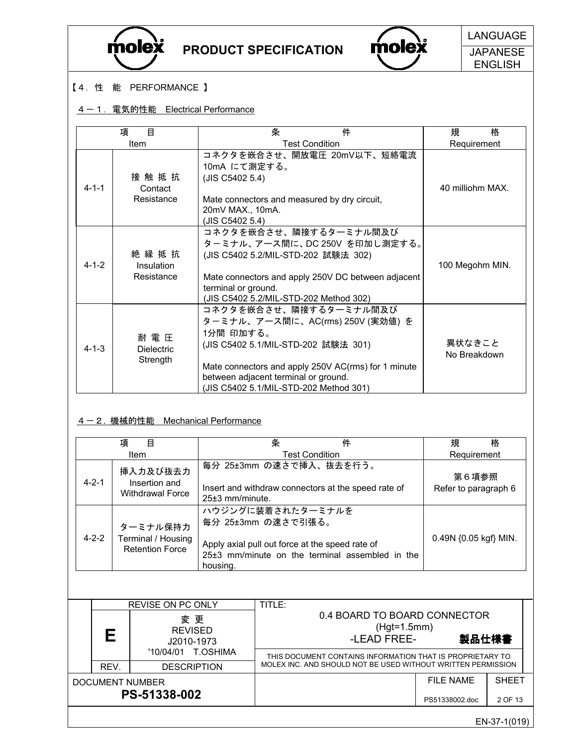【4．性　能　PERFORMANCE 】

## 4－1．電気的性能　Electrical Performance

| 項　目 Item | | 条　件 Test Condition | 規　格 Requirement |
|---|---|---|---|
| 4-1-1 | 接 触 抵 抗 Contact Resistance | コネクタを嵌合させ、開放電圧 20mV以下、短絡電流10mA にて測定する。(JIS C5402 5.4)<br>Mate connectors and measured by dry circuit, 20mV MAX., 10mA. (JIS C5402 5.4) | 40 milliohm MAX. |
| 4-1-2 | 絶 縁 抵 抗 Insulation Resistance | コネクタを嵌合させ、隣接するターミナル間及びターミナル、アース間に、DC 250V を印加し測定する。(JIS C5402 5.2/MIL-STD-202 試験法 302)<br>Mate connectors and apply 250V DC between adjacent terminal or ground. (JIS C5402 5.2/MIL-STD-202 Method 302) | 100 Megohm MIN. |
| 4-1-3 | 耐 電 圧 Dielectric Strength | コネクタを嵌合させ、隣接するターミナル間及びターミナル、アース間に、AC(rms) 250V (実効値) を1分間 印加する。(JIS C5402 5.1/MIL-STD-202 試験法 301)<br>Mate connectors and apply 250V AC(rms) for 1 minute between adjacent terminal or ground. (JIS C5402 5.1/MIL-STD-202 Method 301) | 異状なきこと No Breakdown |

## 4－2．機械的性能　Mechanical Performance

| 項　目 Item | | 条　件 Test Condition | 規　格 Requirement |
|---|---|---|---|
| 4-2-1 | 挿入力及び抜去力 Insertion and Withdrawal Force | 毎分 25±3mm の速さで挿入、抜去を行う。<br>Insert and withdraw connectors at the speed rate of 25±3 mm/minute. | 第６項参照 Refer to paragraph 6 |
| 4-2-2 | ターミナル保持力 Terminal / Housing Retention Force | ハウジングに装着されたターミナルを毎分 25±3mm の速さで引張る。<br>Apply axial pull out force at the speed rate of 25±3 mm/minute on the terminal assembled in the housing. | 0.49N {0.05 kgf} MIN. |

| REV. | DESCRIPTION | TITLE: |
|---|---|---|
| E | 変 更 REVISED J2010-1973 '10/04/01 T.OSHIMA | 0.4 BOARD TO BOARD CONNECTOR (Hgt=1.5mm) -LEAD FREE- 製品仕様書 |

REVISE ON PC ONLY

THIS DOCUMENT CONTAINS INFORMATION THAT IS PROPRIETARY TO MOLEX INC. AND SHOULD NOT BE USED WITHOUT WRITTEN PERMISSION

DOCUMENT NUMBER: PS-51338-002 | FILE NAME: PS51338002.doc | SHEET: 2 OF 13

EN-37-1(019)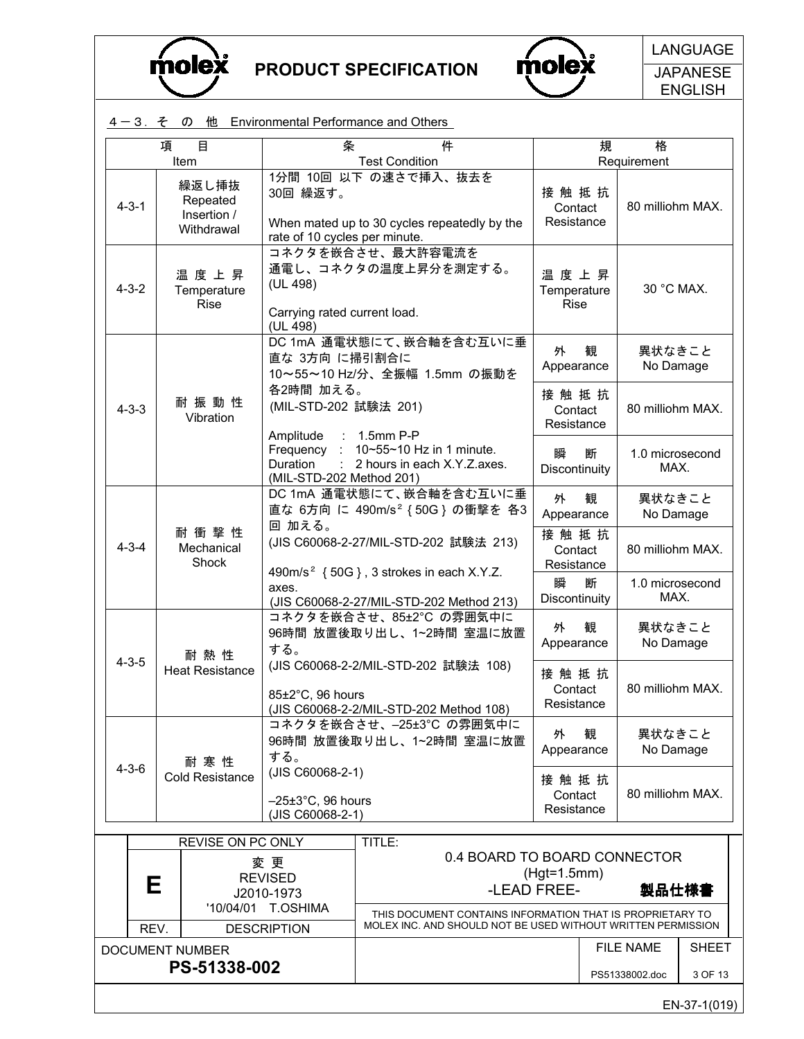## 4－3．その他　Environmental Performance and Others

| 項目<br>Item | | 条件<br>Test Condition | 規格<br>Requirement | |
|---|---|---|---|---|
| 4-3-1 | 繰返し挿抜<br>Repeated Insertion / Withdrawal | 1分間 10回 以下 の速さで挿入、抜去を30回 繰返す。<br><br>When mated up to 30 cycles repeatedly by the rate of 10 cycles per minute. | 接触抵抗<br>Contact Resistance | 80 milliohm MAX. |
| 4-3-2 | 温度上昇<br>Temperature Rise | コネクタを嵌合させ、最大許容電流を通電し、コネクタの温度上昇分を測定する。(UL 498)<br><br>Carrying rated current load.<br>(UL 498) | 温度上昇<br>Temperature Rise | 30 °C MAX. |
| 4-3-3 | 耐振動性<br>Vibration | DC 1mA 通電状態にて、嵌合軸を含む互いに垂直な 3方向 に掃引割合に10～55～10 Hz/分、全振幅 1.5mm の振動を各2時間 加える。<br>(MIL-STD-202 試験法 201)<br><br>Amplitude : 1.5mm P-P<br>Frequency : 10~55~10 Hz in 1 minute.<br>Duration : 2 hours in each X.Y.Z.axes.<br>(MIL-STD-202 Method 201) | 外観<br>Appearance | 異状なきこと<br>No Damage |
| | | | 接触抵抗<br>Contact Resistance | 80 milliohm MAX. |
| | | | 瞬断<br>Discontinuity | 1.0 microsecond MAX. |
| 4-3-4 | 耐衝撃性<br>Mechanical Shock | DC 1mA 通電状態にて、嵌合軸を含む互いに垂直な 6方向 に 490m/s² {50G} の衝撃を 各3回 加える。<br>(JIS C60068-2-27/MIL-STD-202 試験法 213)<br><br>490m/s² {50G}, 3 strokes in each X.Y.Z. axes.<br>(JIS C60068-2-27/MIL-STD-202 Method 213) | 外観<br>Appearance | 異状なきこと<br>No Damage |
| | | | 接触抵抗<br>Contact Resistance | 80 milliohm MAX. |
| | | | 瞬断<br>Discontinuity | 1.0 microsecond MAX. |
| 4-3-5 | 耐熱性<br>Heat Resistance | コネクタを嵌合させ、85±2°C の雰囲気中に96時間 放置後取り出し、1~2時間 室温に放置する。<br>(JIS C60068-2-2/MIL-STD-202 試験法 108)<br><br>85±2°C, 96 hours<br>(JIS C60068-2-2/MIL-STD-202 Method 108) | 外観<br>Appearance | 異状なきこと<br>No Damage |
| | | | 接触抵抗<br>Contact Resistance | 80 milliohm MAX. |
| 4-3-6 | 耐寒性<br>Cold Resistance | コネクタを嵌合させ、–25±3°C の雰囲気中に96時間 放置後取り出し、1~2時間 室温に放置する。<br>(JIS C60068-2-1)<br><br>–25±3°C, 96 hours<br>(JIS C60068-2-1) | 外観<br>Appearance | 異状なきこと<br>No Damage |
| | | | 接触抵抗<br>Contact Resistance | 80 milliohm MAX. |

| REV. | DESCRIPTION | TITLE: |
|---|---|---|
| E | 変更<br>REVISED<br>J2010-1973<br>'10/04/01 T.OSHIMA | 0.4 BOARD TO BOARD CONNECTOR (Hgt=1.5mm) -LEAD FREE- 製品仕様書 |

REVISE ON PC ONLY

THIS DOCUMENT CONTAINS INFORMATION THAT IS PROPRIETARY TO MOLEX INC. AND SHOULD NOT BE USED WITHOUT WRITTEN PERMISSION

DOCUMENT NUMBER: PS-51338-002 | FILE NAME: PS51338002.doc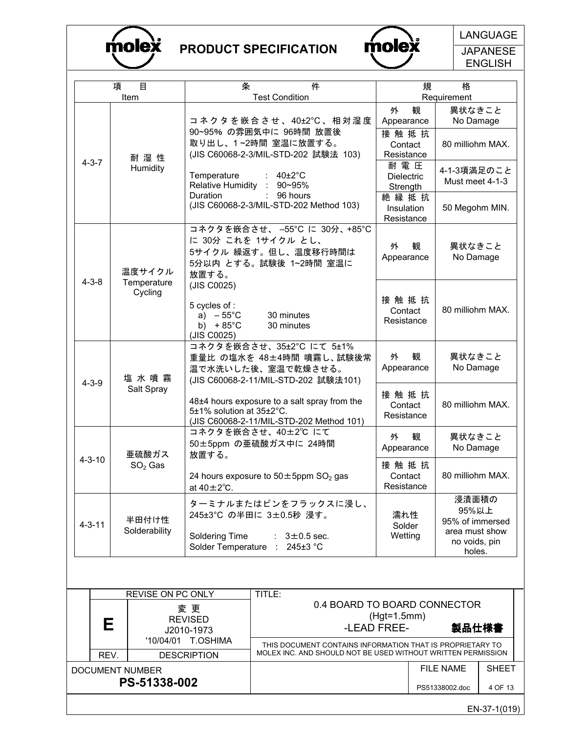| 項目 Item | | 条件 Test Condition | 規格 Requirement | |
|---|---|---|---|---|
| 4-3-7 | 耐湿性 Humidity | コネクタを嵌合させ、40±2°C、相対湿度 90~95% の雰囲気中に 96時間 放置後 取り出し、1~2時間 室温に放置する。 (JIS C60068-2-3/MIL-STD-202 試験法 103)<br><br>Temperature : 40±2°C<br>Relative Humidity : 90~95%<br>Duration : 96 hours<br>(JIS C60068-2-3/MIL-STD-202 Method 103) | 外観 Appearance | 異状なきこと No Damage |
| | | | 接触抵抗 Contact Resistance | 80 milliohm MAX. |
| | | | 耐電圧 Dielectric Strength | 4-1-3項満足のこと Must meet 4-1-3 |
| | | | 絶縁抵抗 Insulation Resistance | 50 Megohm MIN. |
| 4-3-8 | 温度サイクル Temperature Cycling | コネクタを嵌合させ、–55°C に 30分、+85°C に 30分 これを 1サイクル とし、5サイクル 繰返す。但し、温度移行時間は 5分以内 とする。試験後 1~2時間 室温に 放置する。 (JIS C0025)<br><br>5 cycles of :<br>a) – 55°C 30 minutes<br>b) + 85°C 30 minutes<br>(JIS C0025) | 外観 Appearance | 異状なきこと No Damage |
| | | | 接触抵抗 Contact Resistance | 80 milliohm MAX. |
| 4-3-9 | 塩水噴霧 Salt Spray | コネクタを嵌合させ、35±2°C にて 5±1% 重量比 の塩水を 48±4時間 噴霧し、試験後常温で水洗いした後、室温で乾燥させる。 (JIS C60068-2-11/MIL-STD-202 試験法101)<br><br>48±4 hours exposure to a salt spray from the 5±1% solution at 35±2°C.<br>(JIS C60068-2-11/MIL-STD-202 Method 101) | 外観 Appearance | 異状なきこと No Damage |
| | | | 接触抵抗 Contact Resistance | 80 milliohm MAX. |
| 4-3-10 | 亜硫酸ガス $SO_2$ Gas | コネクタを嵌合させ、40±2℃ にて 50±5ppm の亜硫酸ガス中に 24時間 放置する。<br><br>24 hours exposure to 50±5ppm $SO_2$ gas at 40±2℃. | 外観 Appearance | 異状なきこと No Damage |
| | | | 接触抵抗 Contact Resistance | 80 milliohm MAX. |
| 4-3-11 | 半田付け性 Solderability | ターミナルまたはピンをフラックスに浸し、245±3°C の半田に 3±0.5秒 浸す。<br><br>Soldering Time : 3±0.5 sec.<br>Solder Temperature : 245±3 °C | 濡れ性 Solder Wetting | 浸漬面積の 95%以上 95% of immersed area must show no voids, pin holes. |

| REV. | DESCRIPTION | TITLE: |
|---|---|---|
| E | 変更 REVISED J2010-1973 '10/04/01 T.OSHIMA | 0.4 BOARD TO BOARD CONNECTOR (Hgt=1.5mm) -LEAD FREE- 製品仕様書 |

THIS DOCUMENT CONTAINS INFORMATION THAT IS PROPRIETARY TO MOLEX INC. AND SHOULD NOT BE USED WITHOUT WRITTEN PERMISSION

DOCUMENT NUMBER: PS-51338-002 | FILE NAME: PS51338002.doc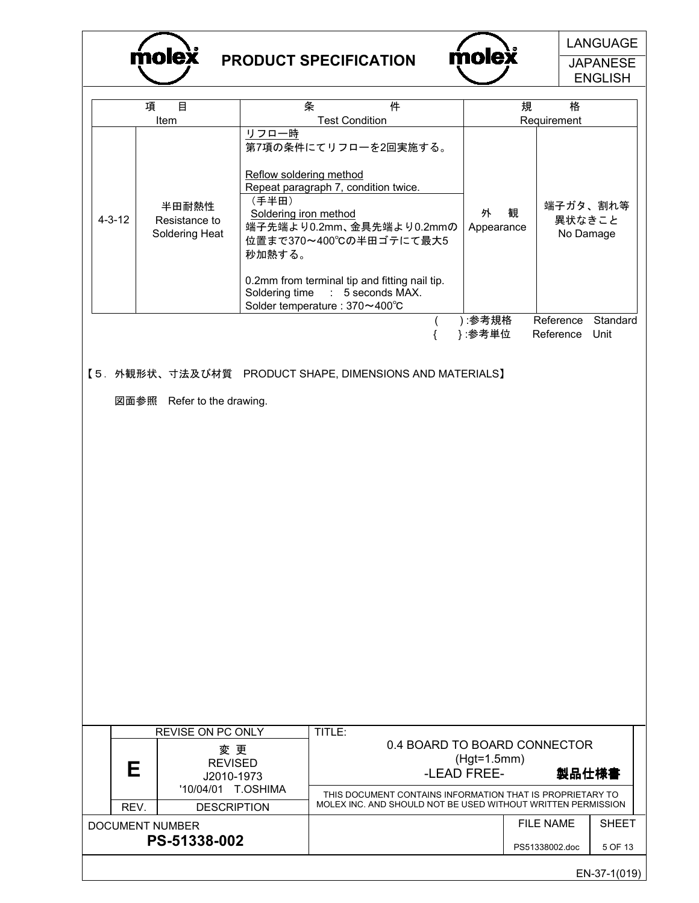| 項目 Item | | 条件 Test Condition | 規格 Requirement | |
|---|---|---|---|---|
| 4-3-12 | 半田耐熱性 Resistance to Soldering Heat | リフロー時<br>第7項の条件にてリフローを2回実施する。<br><br>Reflow soldering method<br>Repeat paragraph 7, condition twice.<br>（手半田）<br>Soldering iron method<br>端子先端より0.2mm、金具先端より0.2mmの位置まで370～400℃の半田ゴテにて最大5秒加熱する。<br><br>0.2mm from terminal tip and fitting nail tip.<br>Soldering time : 5 seconds MAX.<br>Solder temperature : 370～400℃ | 外観 Appearance | 端子ガタ、割れ等異状なきこと No Damage |

( ) :参考規格 Reference Standard
{ } :参考単位 Reference Unit

【5．外観形状、寸法及び材質 PRODUCT SHAPE, DIMENSIONS AND MATERIALS】

図面参照 Refer to the drawing.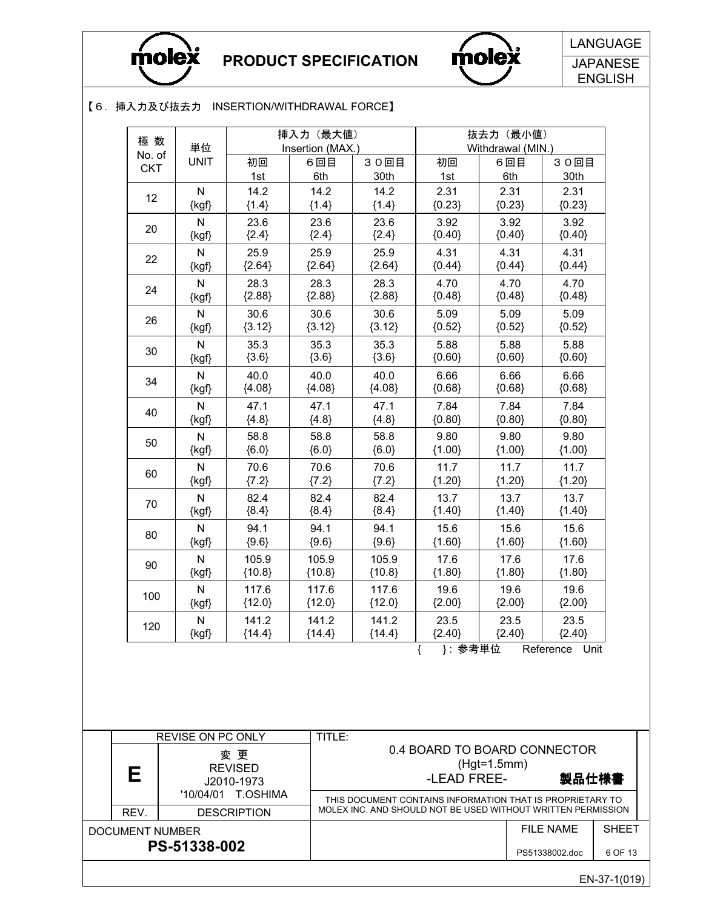【６．挿入力及び抜去力　INSERTION/WITHDRAWAL FORCE】

| 極 数 No. of CKT | 単位 UNIT | 挿入力（最大値） Insertion (MAX.) | | | 抜去力（最小値） Withdrawal (MIN.) | | |
|---|---|---|---|---|---|---|---|
| | | 初回 1st | ６回目 6th | ３０回目 30th | 初回 1st | ６回目 6th | ３０回目 30th |
| 12 | N {kgf} | 14.2 {1.4} | 14.2 {1.4} | 14.2 {1.4} | 2.31 {0.23} | 2.31 {0.23} | 2.31 {0.23} |
| 20 | N {kgf} | 23.6 {2.4} | 23.6 {2.4} | 23.6 {2.4} | 3.92 {0.40} | 3.92 {0.40} | 3.92 {0.40} |
| 22 | N {kgf} | 25.9 {2.64} | 25.9 {2.64} | 25.9 {2.64} | 4.31 {0.44} | 4.31 {0.44} | 4.31 {0.44} |
| 24 | N {kgf} | 28.3 {2.88} | 28.3 {2.88} | 28.3 {2.88} | 4.70 {0.48} | 4.70 {0.48} | 4.70 {0.48} |
| 26 | N {kgf} | 30.6 {3.12} | 30.6 {3.12} | 30.6 {3.12} | 5.09 {0.52} | 5.09 {0.52} | 5.09 {0.52} |
| 30 | N {kgf} | 35.3 {3.6} | 35.3 {3.6} | 35.3 {3.6} | 5.88 {0.60} | 5.88 {0.60} | 5.88 {0.60} |
| 34 | N {kgf} | 40.0 {4.08} | 40.0 {4.08} | 40.0 {4.08} | 6.66 {0.68} | 6.66 {0.68} | 6.66 {0.68} |
| 40 | N {kgf} | 47.1 {4.8} | 47.1 {4.8} | 47.1 {4.8} | 7.84 {0.80} | 7.84 {0.80} | 7.84 {0.80} |
| 50 | N {kgf} | 58.8 {6.0} | 58.8 {6.0} | 58.8 {6.0} | 9.80 {1.00} | 9.80 {1.00} | 9.80 {1.00} |
| 60 | N {kgf} | 70.6 {7.2} | 70.6 {7.2} | 70.6 {7.2} | 11.7 {1.20} | 11.7 {1.20} | 11.7 {1.20} |
| 70 | N {kgf} | 82.4 {8.4} | 82.4 {8.4} | 82.4 {8.4} | 13.7 {1.40} | 13.7 {1.40} | 13.7 {1.40} |
| 80 | N {kgf} | 94.1 {9.6} | 94.1 {9.6} | 94.1 {9.6} | 15.6 {1.60} | 15.6 {1.60} | 15.6 {1.60} |
| 90 | N {kgf} | 105.9 {10.8} | 105.9 {10.8} | 105.9 {10.8} | 17.6 {1.80} | 17.6 {1.80} | 17.6 {1.80} |
| 100 | N {kgf} | 117.6 {12.0} | 117.6 {12.0} | 117.6 {12.0} | 19.6 {2.00} | 19.6 {2.00} | 19.6 {2.00} |
| 120 | N {kgf} | 141.2 {14.4} | 141.2 {14.4} | 141.2 {14.4} | 23.5 {2.40} | 23.5 {2.40} | 23.5 {2.40} |

{　}：参考単位　Reference Unit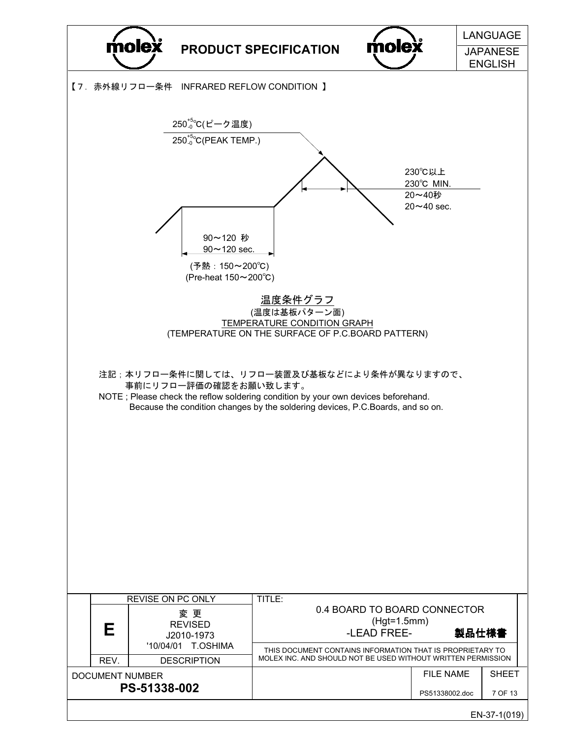【７．赤外線リフロー条件　INFRARED REFLOW CONDITION 】

$250^{+5}_{-0}$℃(ピーク温度)

$250^{+5}_{-0}$℃(PEAK TEMP.)

230℃以上
230℃ MIN.
20～40秒
20～40 sec.

90～120 秒
90～120 sec.

(予熱：150～200℃)
(Pre-heat 150～200℃)

温度条件グラフ
(温度は基板パターン面)
TEMPERATURE CONDITION GRAPH
(TEMPERATURE ON THE SURFACE OF P.C.BOARD PATTERN)

注記；本リフロー条件に関しては、リフロー装置及び基板などにより条件が異なりますので、
事前にリフロー評価の確認をお願い致します。

NOTE ; Please check the reflow soldering condition by your own devices beforehand.
Because the condition changes by the soldering devices, P.C.Boards, and so on.

| REV. | DESCRIPTION | TITLE: |
|---|---|---|
| E | 変 更 REVISED J2010-1973 '10/04/01 T.OSHIMA | 0.4 BOARD TO BOARD CONNECTOR (Hgt=1.5mm) -LEAD FREE- 製品仕様書 |

DOCUMENT NUMBER: PS-51338-002 | FILE NAME: PS51338002.doc

THIS DOCUMENT CONTAINS INFORMATION THAT IS PROPRIETARY TO MOLEX INC. AND SHOULD NOT BE USED WITHOUT WRITTEN PERMISSION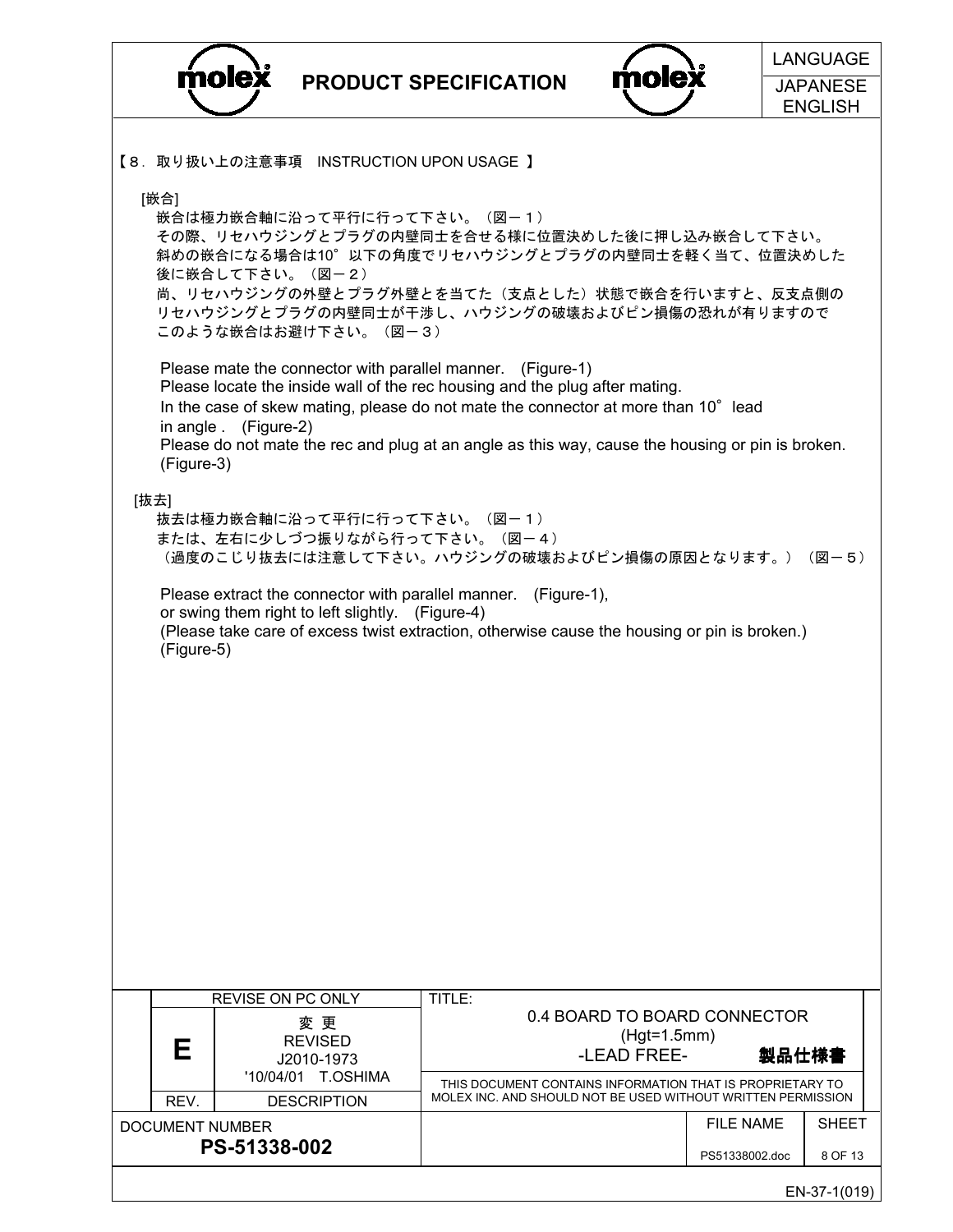## 【８．取り扱い上の注意事項　INSTRUCTION UPON USAGE 】

[嵌合]

嵌合は極力嵌合軸に沿って平行に行って下さい。（図－１）
その際、リセハウジングとプラグの内壁同士を合せる様に位置決めした後に押し込み嵌合して下さい。
斜めの嵌合になる場合は10°以下の角度でリセハウジングとプラグの内壁同士を軽く当て、位置決めした後に嵌合して下さい。（図－２）
尚、リセハウジングの外壁とプラグ外壁とを当てた（支点とした）状態で嵌合を行いますと、反支点側のリセハウジングとプラグの内壁同士が干渉し、ハウジングの破壊およびピン損傷の恐れが有りますのでこのような嵌合はお避け下さい。（図－３）

Please mate the connector with parallel manner.　(Figure-1)
Please locate the inside wall of the rec housing and the plug after mating.
In the case of skew mating, please do not mate the connector at more than 10°lead in angle .　(Figure-2)
Please do not mate the rec and plug at an angle as this way, cause the housing or pin is broken. (Figure-3)

[抜去]

抜去は極力嵌合軸に沿って平行に行って下さい。（図－１）
または、左右に少しづつ振りながら行って下さい。（図－４）
（過度のこじり抜去には注意して下さい。ハウジングの破壊およびピン損傷の原因となります。）（図－５）

Please extract the connector with parallel manner.　(Figure-1),
or swing them right to left slightly.　(Figure-4)
(Please take care of excess twist extraction, otherwise cause the housing or pin is broken.) (Figure-5)

| REV. | DESCRIPTION | TITLE: |
|---|---|---|
| E | 変 更 REVISED J2010-1973 '10/04/01 T.OSHIMA | 0.4 BOARD TO BOARD CONNECTOR (Hgt=1.5mm) -LEAD FREE- 製品仕様書 |

DOCUMENT NUMBER: PS-51338-002
FILE NAME: PS51338002.doc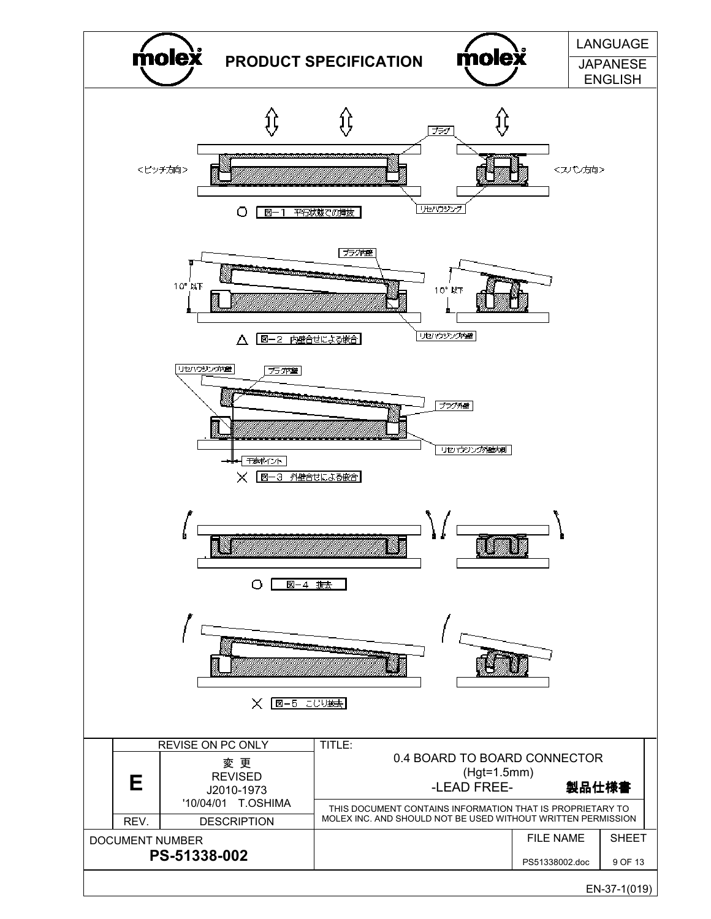<ピッチ方向>

プラグ

<スパン方向>

リセハウジング

○ 図－1　平行状態での嵌抜

プラグ内壁

10° 以下

10° 以下

リセハウジング内壁

△ 図－2　内壁合せによる嵌合

リセハウジング内壁

プラグ内壁

プラグ外壁

リセハウジング外壁内側

干渉ポイント

× 図－3　外壁合せによる嵌合

○ 図－4　抜去

× 図－5　こじり抜去

| REV. | DESCRIPTION |
|---|---|
| E | 変 更 REVISED J2010-1973 '10/04/01 T.OSHIMA |

TITLE: 0.4 BOARD TO BOARD CONNECTOR (Hgt=1.5mm) -LEAD FREE- 製品仕様書

THIS DOCUMENT CONTAINS INFORMATION THAT IS PROPRIETARY TO MOLEX INC. AND SHOULD NOT BE USED WITHOUT WRITTEN PERMISSION

DOCUMENT NUMBER: PS-51338-002

FILE NAME: PS51338002.doc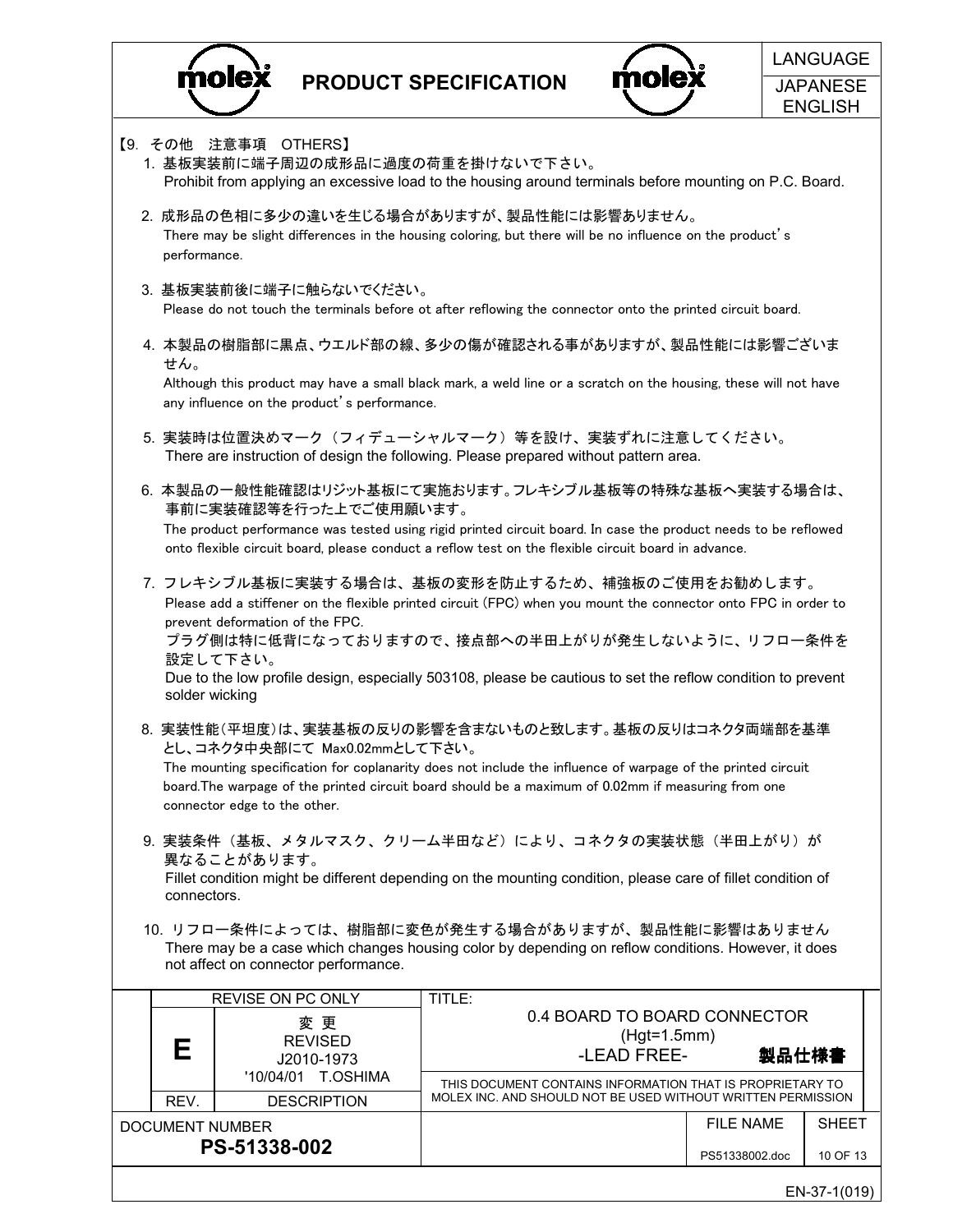【9. その他　注意事項　OTHERS】

1. 基板実装前に端子周辺の成形品に過度の荷重を掛けないで下さい。
   Prohibit from applying an excessive load to the housing around terminals before mounting on P.C. Board.

2. 成形品の色相に多少の違いを生じる場合がありますが、製品性能には影響ありません。
   There may be slight differences in the housing coloring, but there will be no influence on the product's performance.

3. 基板実装前後に端子に触らないでください。
   Please do not touch the terminals before ot after reflowing the connector onto the printed circuit board.

4. 本製品の樹脂部に黒点、ウエルド部の線、多少の傷が確認される事がありますが、製品性能には影響ございません。
   Although this product may have a small black mark, a weld line or a scratch on the housing, these will not have any influence on the product's performance.

5. 実装時は位置決めマーク（フィデューシャルマーク）等を設け、実装ずれに注意してください。
   There are instruction of design the following. Please prepared without pattern area.

6. 本製品の一般性能確認はリジット基板にて実施おります。フレキシブル基板等の特殊な基板へ実装する場合は、事前に実装確認等を行った上でご使用願います。
   The product performance was tested using rigid printed circuit board. In case the product needs to be reflowed onto flexible circuit board, please conduct a reflow test on the flexible circuit board in advance.

7. フレキシブル基板に実装する場合は、基板の変形を防止するため、補強板のご使用をお勧めします。
   Please add a stiffener on the flexible printed circuit (FPC) when you mount the connector onto FPC in order to prevent deformation of the FPC.
   プラグ側は特に低背になっておりますので、接点部への半田上がりが発生しないように、リフロー条件を設定して下さい。
   Due to the low profile design, especially 503108, please be cautious to set the reflow condition to prevent solder wicking

8. 実装性能（平坦度）は、実装基板の反りの影響を含まないものと致します。基板の反りはコネクタ両端部を基準とし、コネクタ中央部にて Max0.02mmとして下さい。
   The mounting specification for coplanarity does not include the influence of warpage of the printed circuit board.The warpage of the printed circuit board should be a maximum of 0.02mm if measuring from one connector edge to the other.

9. 実装条件（基板、メタルマスク、クリーム半田など）により、コネクタの実装状態（半田上がり）が異なることがあります。
   Fillet condition might be different depending on the mounting condition, please care of fillet condition of connectors.

10. リフロー条件によっては、樹脂部に変色が発生する場合がありますが、製品性能に影響はありません
    There may be a case which changes housing color by depending on reflow conditions. However, it does not affect on connector performance.

| REV. | DESCRIPTION | TITLE: |
|---|---|---|
| E | 変 更 REVISED J2010-1973 '10/04/01 T.OSHIMA (REVISE ON PC ONLY) | 0.4 BOARD TO BOARD CONNECTOR (Hgt=1.5mm) -LEAD FREE- 製品仕様書 |

THIS DOCUMENT CONTAINS INFORMATION THAT IS PROPRIETARY TO MOLEX INC. AND SHOULD NOT BE USED WITHOUT WRITTEN PERMISSION

| DOCUMENT NUMBER | FILE NAME |
|---|---|
| PS-51338-002 | PS51338002.doc |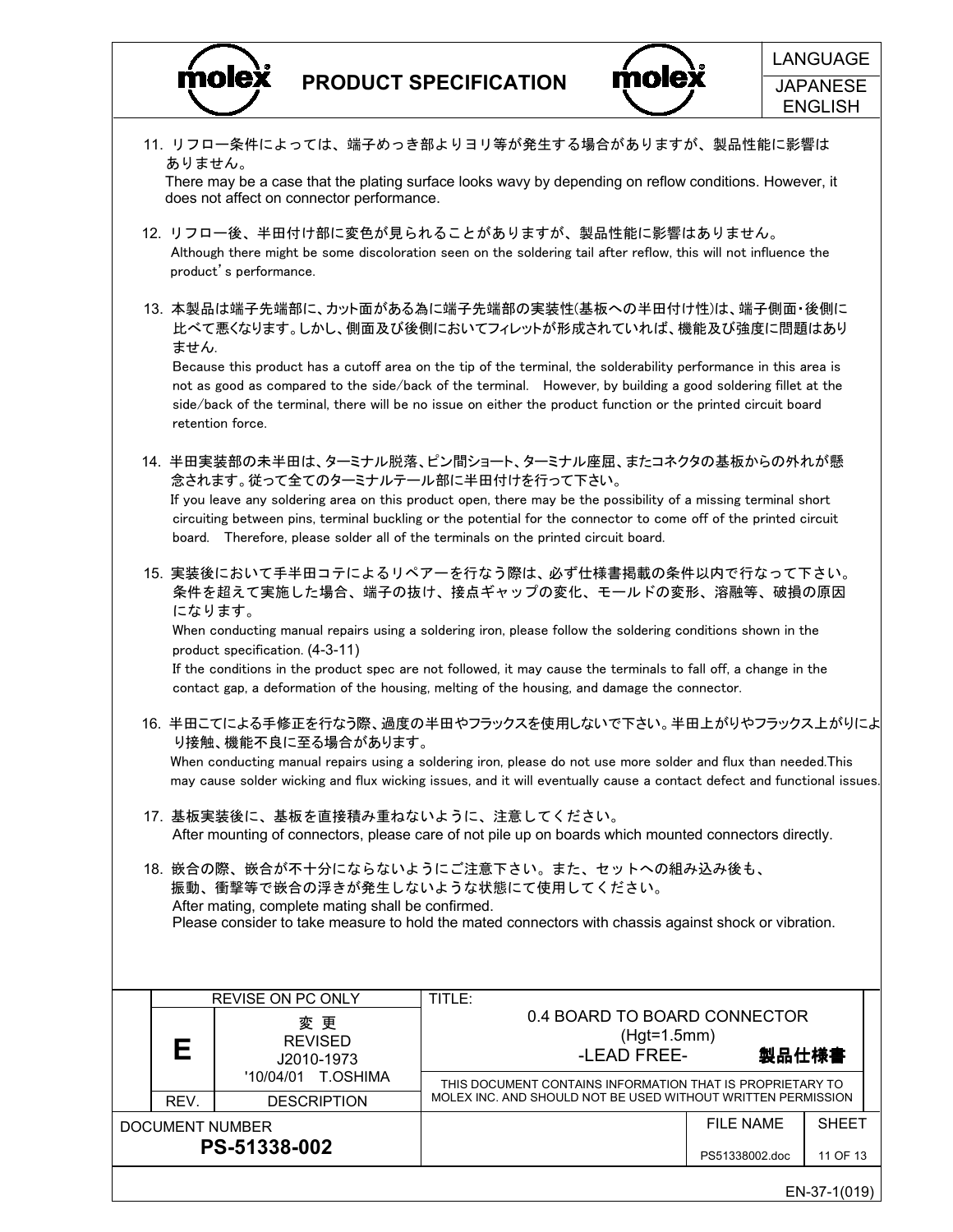11. リフロー条件によっては、端子めっき部よりヨリ等が発生する場合がありますが、製品性能に影響はありません。
    There may be a case that the plating surface looks wavy by depending on reflow conditions. However, it does not affect on connector performance.

12. リフロー後、半田付け部に変色が見られることがありますが、製品性能に影響はありません。
    Although there might be some discoloration seen on the soldering tail after reflow, this will not influence the product's performance.

13. 本製品は端子先端部に、カット面がある為に端子先端部の実装性(基板への半田付け性)は、端子側面・後側に比べて悪くなります。しかし、側面及び後側においてフィレットが形成されていれば、機能及び強度に問題はありません.
    Because this product has a cutoff area on the tip of the terminal, the solderability performance in this area is not as good as compared to the side/back of the terminal. However, by building a good soldering fillet at the side/back of the terminal, there will be no issue on either the product function or the printed circuit board retention force.

14. 半田実装部の未半田は、ターミナル脱落、ピン間ショート、ターミナル座屈、またコネクタの基板からの外れが懸念されます。従って全てのターミナルテール部に半田付けを行って下さい。
    If you leave any soldering area on this product open, there may be the possibility of a missing terminal short circuiting between pins, terminal buckling or the potential for the connector to come off of the printed circuit board. Therefore, please solder all of the terminals on the printed circuit board.

15. 実装後において手半田コテによるリペアーを行なう際は、必ず仕様書掲載の条件以内で行なって下さい。条件を超えて実施した場合、端子の抜け、接点ギャップの変化、モールドの変形、溶融等、破損の原因になります。
    When conducting manual repairs using a soldering iron, please follow the soldering conditions shown in the product specification. (4-3-11)
    If the conditions in the product spec are not followed, it may cause the terminals to fall off, a change in the contact gap, a deformation of the housing, melting of the housing, and damage the connector.

16. 半田こてによる手修正を行なう際、過度の半田やフラックスを使用しないで下さい。半田上がりやフラックス上がりにより接触、機能不良に至る場合があります。
    When conducting manual repairs using a soldering iron, please do not use more solder and flux than needed.This may cause solder wicking and flux wicking issues, and it will eventually cause a contact defect and functional issues.

17. 基板実装後に、基板を直接積み重ねないように、注意してください。
    After mounting of connectors, please care of not pile up on boards which mounted connectors directly.

18. 嵌合の際、嵌合が不十分にならないようにご注意下さい。また、セットへの組み込み後も、振動、衝撃等で嵌合の浮きが発生しないような状態にて使用してください。
    After mating, complete mating shall be confirmed.
    Please consider to take measure to hold the mated connectors with chassis against shock or vibration.

| REV. | DESCRIPTION | TITLE: |
|---|---|---|
| E | 変 更 REVISED J2010-1973 '10/04/01 T.OSHIMA | 0.4 BOARD TO BOARD CONNECTOR (Hgt=1.5mm) -LEAD FREE- 製品仕様書 |

DOCUMENT NUMBER: PS-51338-002 | FILE NAME: PS51338002.doc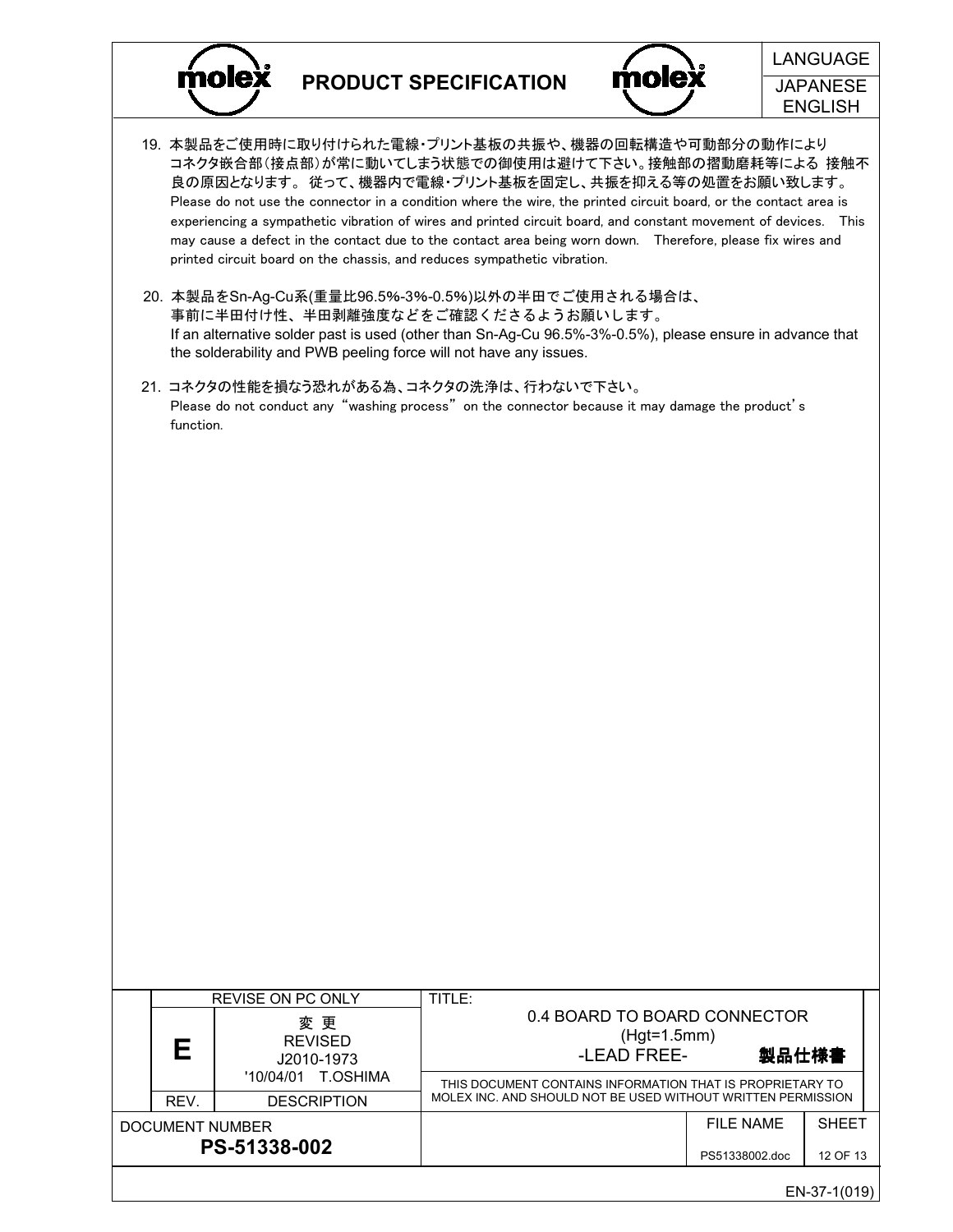19. 本製品をご使用時に取り付けられた電線・プリント基板の共振や、機器の回転構造や可動部分の動作により コネクタ嵌合部(接点部)が常に動いてしまう状態での御使用は避けて下さい。接触部の摺動磨耗等による 接触不良の原因となります。 従って、機器内で電線・プリント基板を固定し、共振を抑える等の処置をお願い致します。
    Please do not use the connector in a condition where the wire, the printed circuit board, or the contact area is experiencing a sympathetic vibration of wires and printed circuit board, and constant movement of devices.  This may cause a defect in the contact due to the contact area being worn down.  Therefore, please fix wires and printed circuit board on the chassis, and reduces sympathetic vibration.

20. 本製品をSn-Ag-Cu系(重量比96.5%-3%-0.5%)以外の半田でご使用される場合は、事前に半田付け性、半田剥離強度などをご確認くださるようお願いします。
    If an alternative solder past is used (other than Sn-Ag-Cu 96.5%-3%-0.5%), please ensure in advance that the solderability and PWB peeling force will not have any issues.

21. コネクタの性能を損なう恐れがある為、コネクタの洗浄は、行わないで下さい。
    Please do not conduct any “washing process” on the connector because it may damage the product’s function.

| | REVISE ON PC ONLY | TITLE: 0.4 BOARD TO BOARD CONNECTOR (Hgt=1.5mm) -LEAD FREE- 製品仕様書 | |
|---|---|---|---|
| E | 変 更 REVISED J2010-1973 '10/04/01 T.OSHIMA | THIS DOCUMENT CONTAINS INFORMATION THAT IS PROPRIETARY TO MOLEX INC. AND SHOULD NOT BE USED WITHOUT WRITTEN PERMISSION | |
| REV. | DESCRIPTION | | |
| DOCUMENT NUMBER | PS-51338-002 | FILE NAME: PS51338002.doc | SHEET: 12 OF 13 |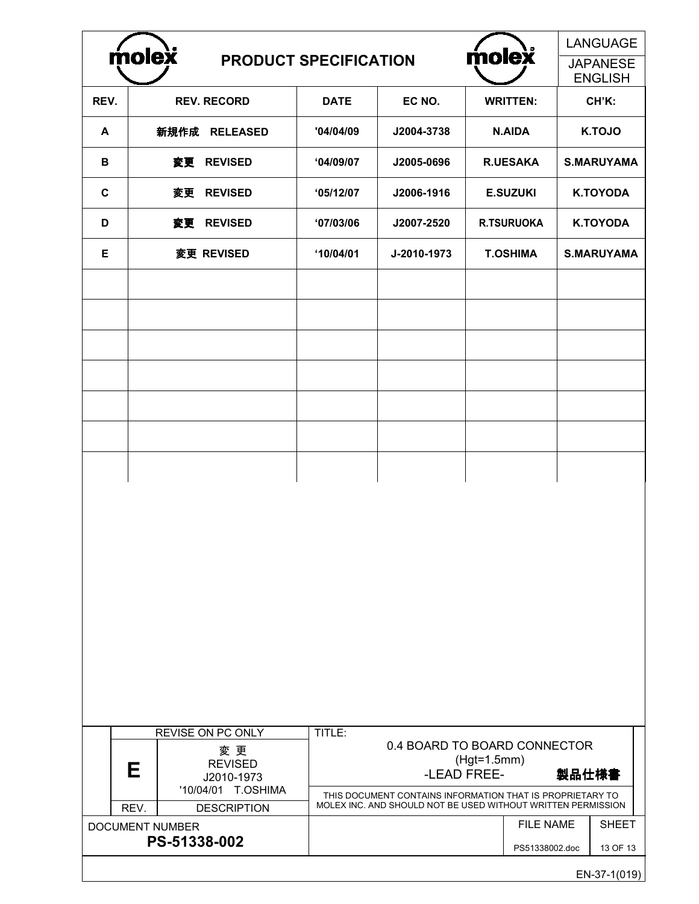# PRODUCT SPECIFICATION

LANGUAGE: JAPANESE / ENGLISH

| REV. | REV. RECORD | DATE | EC NO. | WRITTEN: | CH'K: |
|---|---|---|---|---|---|
| A | 新規作成 RELEASED | '04/04/09 | J2004-3738 | N.AIDA | K.TOJO |
| B | 変更 REVISED | '04/09/07 | J2005-0696 | R.UESAKA | S.MARUYAMA |
| C | 変更 REVISED | '05/12/07 | J2006-1916 | E.SUZUKI | K.TOYODA |
| D | 変更 REVISED | '07/03/06 | J2007-2520 | R.TSURUOKA | K.TOYODA |
| E | 変更 REVISED | '10/04/01 | J-2010-1973 | T.OSHIMA | S.MARUYAMA |
| | | | | | |
| | | | | | |
| | | | | | |
| | | | | | |
| | | | | | |
| | | | | | |
| | | | | | |

| REVISE ON PC ONLY | | TITLE: |
|---|---|---|
| E | 変 更 REVISED J2010-1973 '10/04/01 T.OSHIMA | 0.4 BOARD TO BOARD CONNECTOR (Hgt=1.5mm) -LEAD FREE- 製品仕様書 |
| REV. | DESCRIPTION | THIS DOCUMENT CONTAINS INFORMATION THAT IS PROPRIETARY TO MOLEX INC. AND SHOULD NOT BE USED WITHOUT WRITTEN PERMISSION |

| DOCUMENT NUMBER | FILE NAME | SHEET |
|---|---|---|
| PS-51338-002 | PS51338002.doc | 13 OF 13 |

EN-37-1(019)